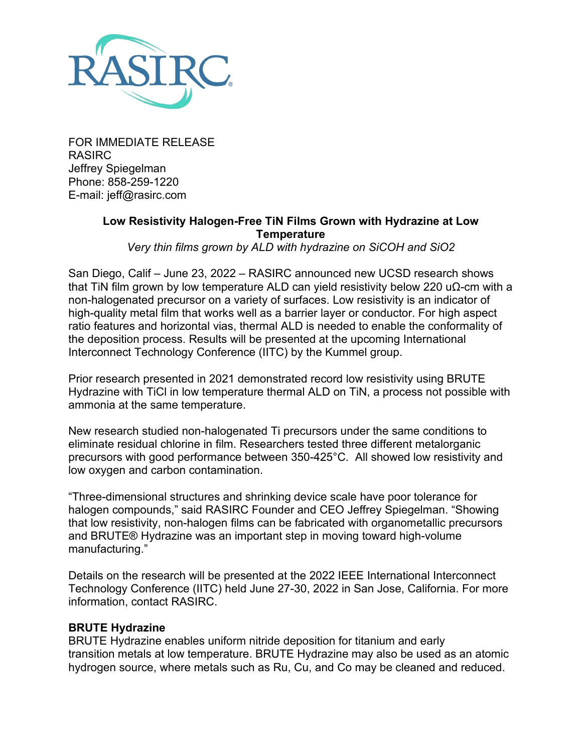FOR IMMEDIATE RELEASE
RASIRC
Jeffrey Spiegelman
Phone: 858-259-1220
E-mail: jeff@rasirc.com

## Low Resistivity Halogen-Free TiN Films Grown with Hydrazine at Low Temperature

*Very thin films grown by ALD with hydrazine on SiCOH and SiO2*

San Diego, Calif – June 23, 2022 – RASIRC announced new UCSD research shows that TiN film grown by low temperature ALD can yield resistivity below 220 uΩ-cm with a non-halogenated precursor on a variety of surfaces. Low resistivity is an indicator of high-quality metal film that works well as a barrier layer or conductor. For high aspect ratio features and horizontal vias, thermal ALD is needed to enable the conformality of the deposition process. Results will be presented at the upcoming International Interconnect Technology Conference (IITC) by the Kummel group.

Prior research presented in 2021 demonstrated record low resistivity using BRUTE Hydrazine with TiCl in low temperature thermal ALD on TiN, a process not possible with ammonia at the same temperature.

New research studied non-halogenated Ti precursors under the same conditions to eliminate residual chlorine in film. Researchers tested three different metalorganic precursors with good performance between 350-425°C. All showed low resistivity and low oxygen and carbon contamination.

"Three-dimensional structures and shrinking device scale have poor tolerance for halogen compounds," said RASIRC Founder and CEO Jeffrey Spiegelman. "Showing that low resistivity, non-halogen films can be fabricated with organometallic precursors and BRUTE® Hydrazine was an important step in moving toward high-volume manufacturing."

Details on the research will be presented at the 2022 IEEE International Interconnect Technology Conference (IITC) held June 27-30, 2022 in San Jose, California. For more information, contact RASIRC.

**BRUTE Hydrazine**
BRUTE Hydrazine enables uniform nitride deposition for titanium and early transition metals at low temperature. BRUTE Hydrazine may also be used as an atomic hydrogen source, where metals such as Ru, Cu, and Co may be cleaned and reduced.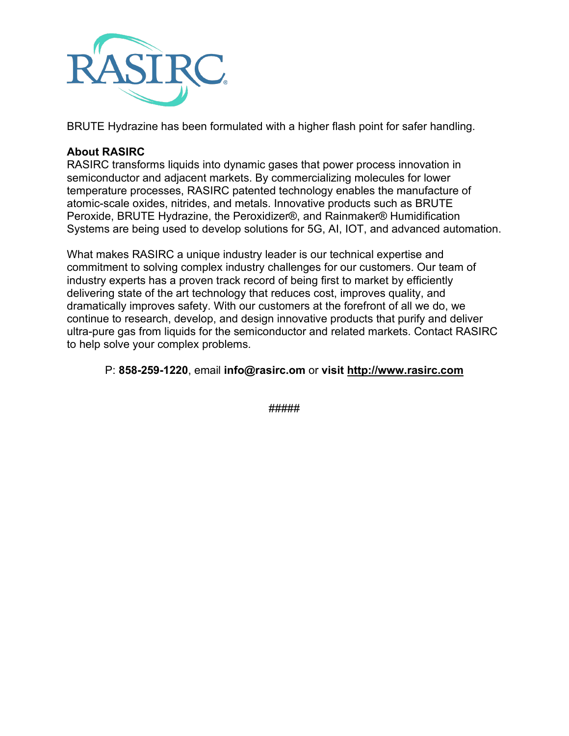RASIRC®

BRUTE Hydrazine has been formulated with a higher flash point for safer handling.

**About RASIRC**
RASIRC transforms liquids into dynamic gases that power process innovation in semiconductor and adjacent markets. By commercializing molecules for lower temperature processes, RASIRC patented technology enables the manufacture of atomic-scale oxides, nitrides, and metals. Innovative products such as BRUTE Peroxide, BRUTE Hydrazine, the Peroxidizer®, and Rainmaker® Humidification Systems are being used to develop solutions for 5G, AI, IOT, and advanced automation.

What makes RASIRC a unique industry leader is our technical expertise and commitment to solving complex industry challenges for our customers. Our team of industry experts has a proven track record of being first to market by efficiently delivering state of the art technology that reduces cost, improves quality, and dramatically improves safety. With our customers at the forefront of all we do, we continue to research, develop, and design innovative products that purify and deliver ultra-pure gas from liquids for the semiconductor and related markets. Contact RASIRC to help solve your complex problems.

P: **858-259-1220**, email **info@rasirc.om** or **visit** **http://www.rasirc.com**

#####